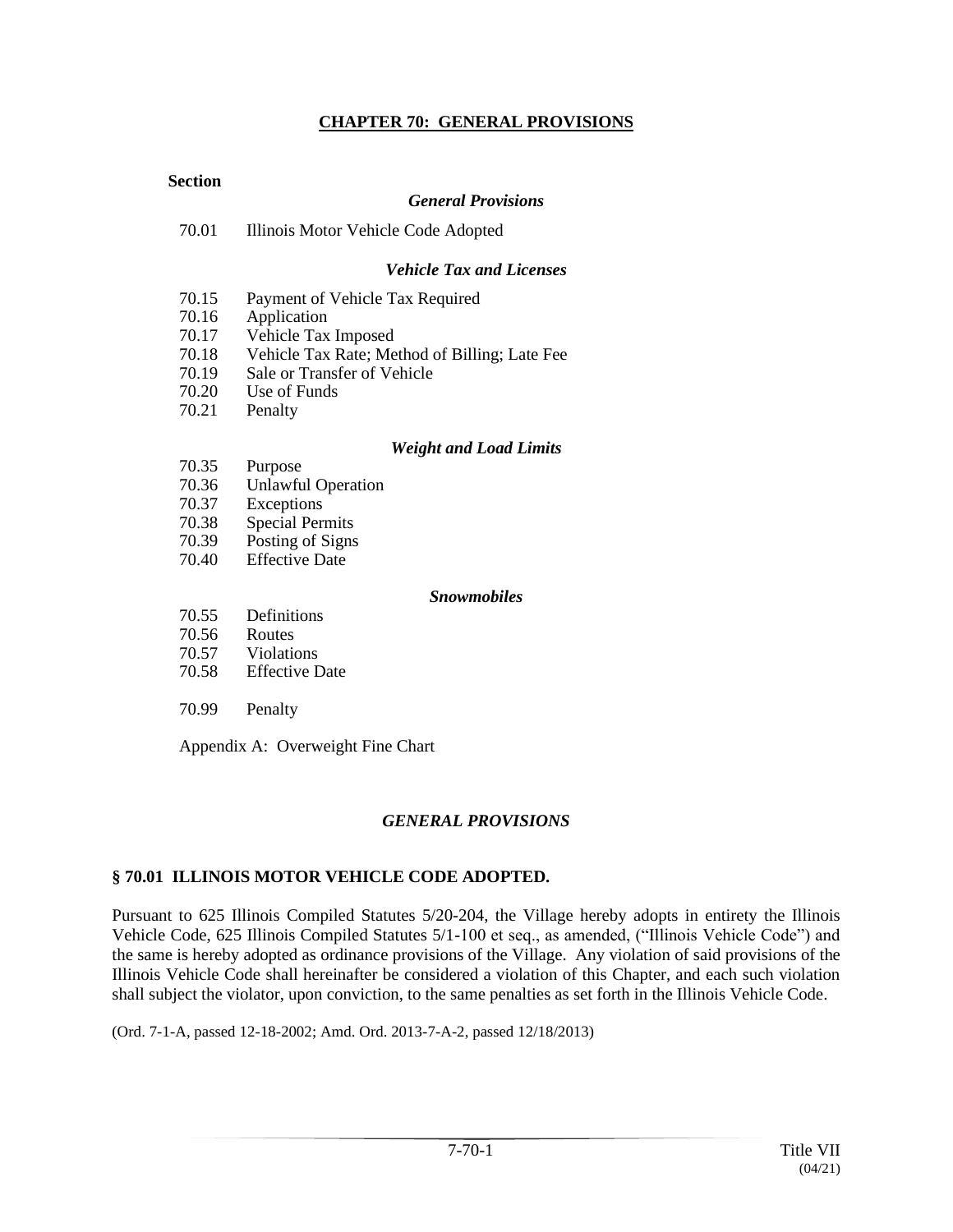# CHAPTER 70: GENERAL PROVISIONS

**Section**

*General Provisions*

70.01 Illinois Motor Vehicle Code Adopted

*Vehicle Tax and Licenses*

70.15 Payment of Vehicle Tax Required
70.16 Application
70.17 Vehicle Tax Imposed
70.18 Vehicle Tax Rate; Method of Billing; Late Fee
70.19 Sale or Transfer of Vehicle
70.20 Use of Funds
70.21 Penalty

*Weight and Load Limits*

70.35 Purpose
70.36 Unlawful Operation
70.37 Exceptions
70.38 Special Permits
70.39 Posting of Signs
70.40 Effective Date

*Snowmobiles*

70.55 Definitions
70.56 Routes
70.57 Violations
70.58 Effective Date

70.99 Penalty

Appendix A: Overweight Fine Chart

## *GENERAL PROVISIONS*

### § 70.01 ILLINOIS MOTOR VEHICLE CODE ADOPTED.

Pursuant to 625 Illinois Compiled Statutes 5/20-204, the Village hereby adopts in entirety the Illinois Vehicle Code, 625 Illinois Compiled Statutes 5/1-100 et seq., as amended, ("Illinois Vehicle Code") and the same is hereby adopted as ordinance provisions of the Village. Any violation of said provisions of the Illinois Vehicle Code shall hereinafter be considered a violation of this Chapter, and each such violation shall subject the violator, upon conviction, to the same penalties as set forth in the Illinois Vehicle Code.

(Ord. 7-1-A, passed 12-18-2002; Amd. Ord. 2013-7-A-2, passed 12/18/2013)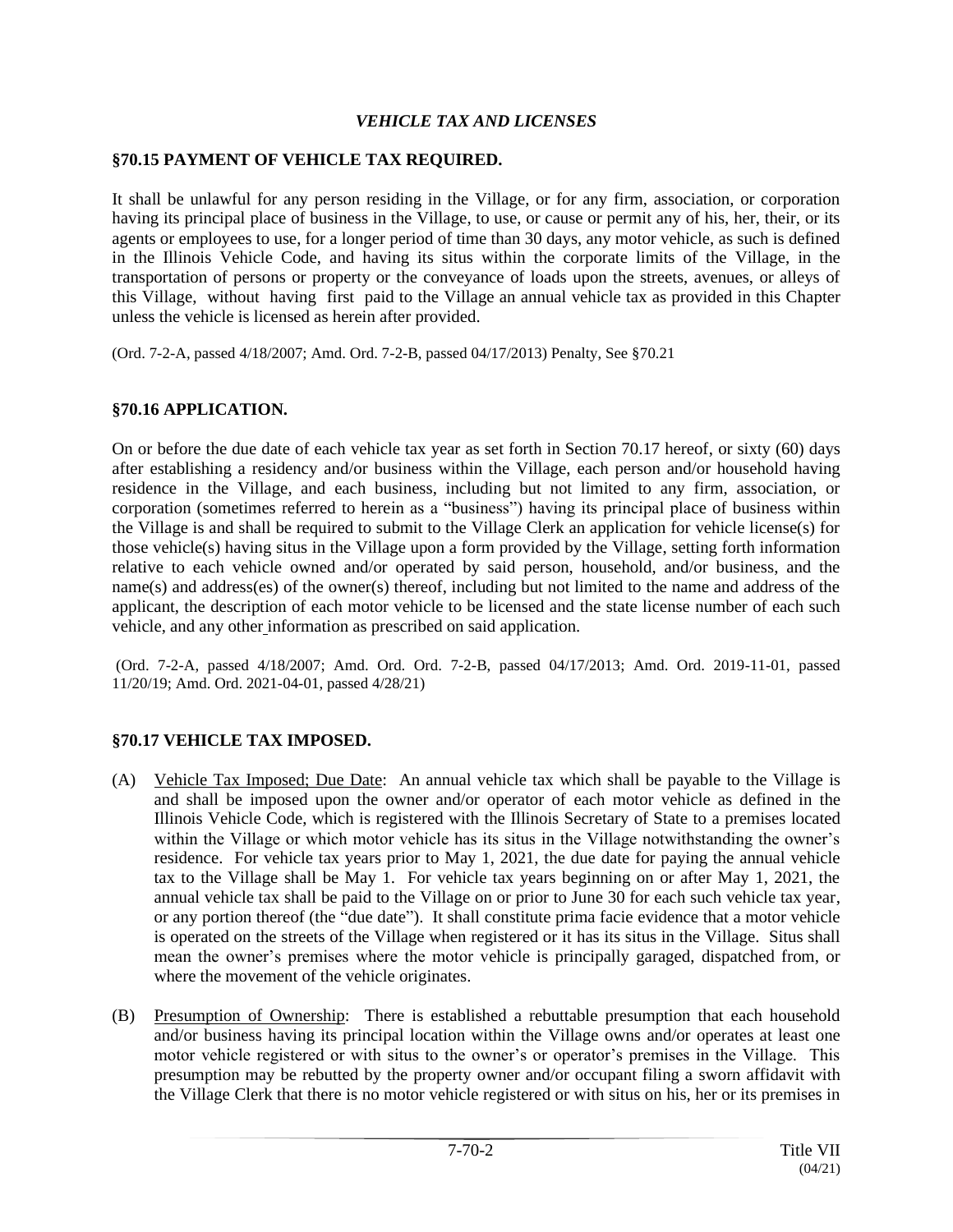## *VEHICLE TAX AND LICENSES*

### §70.15 PAYMENT OF VEHICLE TAX REQUIRED.

It shall be unlawful for any person residing in the Village, or for any firm, association, or corporation having its principal place of business in the Village, to use, or cause or permit any of his, her, their, or its agents or employees to use, for a longer period of time than 30 days, any motor vehicle, as such is defined in the Illinois Vehicle Code, and having its situs within the corporate limits of the Village, in the transportation of persons or property or the conveyance of loads upon the streets, avenues, or alleys of this Village, without having first paid to the Village an annual vehicle tax as provided in this Chapter unless the vehicle is licensed as herein after provided.

(Ord. 7-2-A, passed 4/18/2007; Amd. Ord. 7-2-B, passed 04/17/2013) Penalty, See §70.21

### §70.16 APPLICATION.

On or before the due date of each vehicle tax year as set forth in Section 70.17 hereof, or sixty (60) days after establishing a residency and/or business within the Village, each person and/or household having residence in the Village, and each business, including but not limited to any firm, association, or corporation (sometimes referred to herein as a "business") having its principal place of business within the Village is and shall be required to submit to the Village Clerk an application for vehicle license(s) for those vehicle(s) having situs in the Village upon a form provided by the Village, setting forth information relative to each vehicle owned and/or operated by said person, household, and/or business, and the name(s) and address(es) of the owner(s) thereof, including but not limited to the name and address of the applicant, the description of each motor vehicle to be licensed and the state license number of each such vehicle, and any other information as prescribed on said application.

(Ord. 7-2-A, passed 4/18/2007; Amd. Ord. Ord. 7-2-B, passed 04/17/2013; Amd. Ord. 2019-11-01, passed 11/20/19; Amd. Ord. 2021-04-01, passed 4/28/21)

### §70.17 VEHICLE TAX IMPOSED.

(A) Vehicle Tax Imposed; Due Date: An annual vehicle tax which shall be payable to the Village is and shall be imposed upon the owner and/or operator of each motor vehicle as defined in the Illinois Vehicle Code, which is registered with the Illinois Secretary of State to a premises located within the Village or which motor vehicle has its situs in the Village notwithstanding the owner's residence. For vehicle tax years prior to May 1, 2021, the due date for paying the annual vehicle tax to the Village shall be May 1. For vehicle tax years beginning on or after May 1, 2021, the annual vehicle tax shall be paid to the Village on or prior to June 30 for each such vehicle tax year, or any portion thereof (the "due date"). It shall constitute prima facie evidence that a motor vehicle is operated on the streets of the Village when registered or it has its situs in the Village. Situs shall mean the owner's premises where the motor vehicle is principally garaged, dispatched from, or where the movement of the vehicle originates.

(B) Presumption of Ownership: There is established a rebuttable presumption that each household and/or business having its principal location within the Village owns and/or operates at least one motor vehicle registered or with situs to the owner's or operator's premises in the Village. This presumption may be rebutted by the property owner and/or occupant filing a sworn affidavit with the Village Clerk that there is no motor vehicle registered or with situs on his, her or its premises in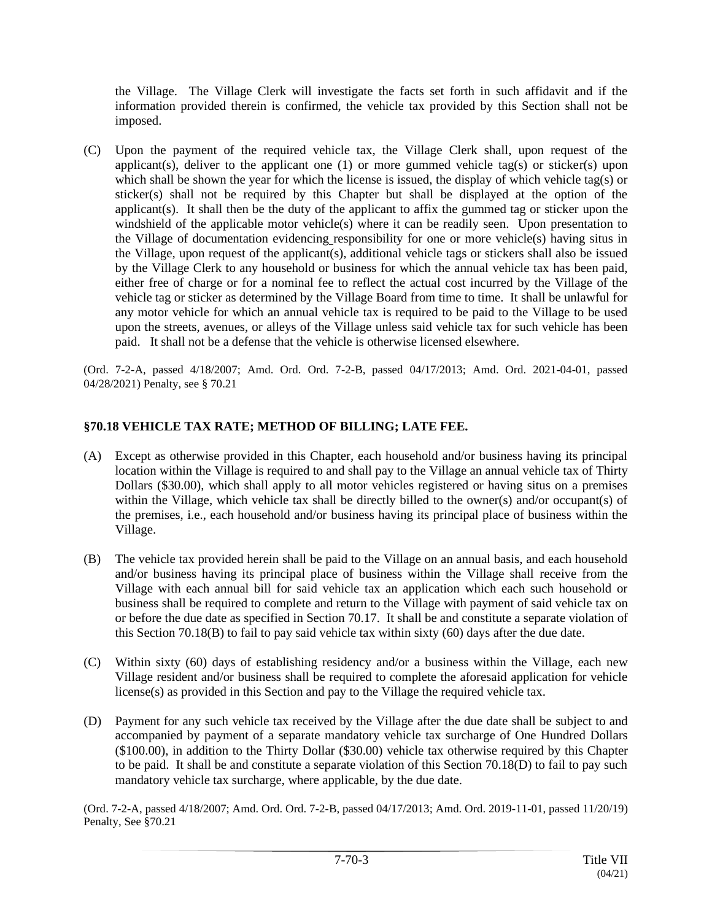the Village. The Village Clerk will investigate the facts set forth in such affidavit and if the information provided therein is confirmed, the vehicle tax provided by this Section shall not be imposed.

(C) Upon the payment of the required vehicle tax, the Village Clerk shall, upon request of the applicant(s), deliver to the applicant one (1) or more gummed vehicle tag(s) or sticker(s) upon which shall be shown the year for which the license is issued, the display of which vehicle tag(s) or sticker(s) shall not be required by this Chapter but shall be displayed at the option of the applicant(s). It shall then be the duty of the applicant to affix the gummed tag or sticker upon the windshield of the applicable motor vehicle(s) where it can be readily seen. Upon presentation to the Village of documentation evidencing responsibility for one or more vehicle(s) having situs in the Village, upon request of the applicant(s), additional vehicle tags or stickers shall also be issued by the Village Clerk to any household or business for which the annual vehicle tax has been paid, either free of charge or for a nominal fee to reflect the actual cost incurred by the Village of the vehicle tag or sticker as determined by the Village Board from time to time. It shall be unlawful for any motor vehicle for which an annual vehicle tax is required to be paid to the Village to be used upon the streets, avenues, or alleys of the Village unless said vehicle tax for such vehicle has been paid. It shall not be a defense that the vehicle is otherwise licensed elsewhere.

(Ord. 7-2-A, passed 4/18/2007; Amd. Ord. Ord. 7-2-B, passed 04/17/2013; Amd. Ord. 2021-04-01, passed 04/28/2021) Penalty, see § 70.21

### §70.18 VEHICLE TAX RATE; METHOD OF BILLING; LATE FEE.

(A) Except as otherwise provided in this Chapter, each household and/or business having its principal location within the Village is required to and shall pay to the Village an annual vehicle tax of Thirty Dollars ($30.00), which shall apply to all motor vehicles registered or having situs on a premises within the Village, which vehicle tax shall be directly billed to the owner(s) and/or occupant(s) of the premises, i.e., each household and/or business having its principal place of business within the Village.

(B) The vehicle tax provided herein shall be paid to the Village on an annual basis, and each household and/or business having its principal place of business within the Village shall receive from the Village with each annual bill for said vehicle tax an application which each such household or business shall be required to complete and return to the Village with payment of said vehicle tax on or before the due date as specified in Section 70.17. It shall be and constitute a separate violation of this Section 70.18(B) to fail to pay said vehicle tax within sixty (60) days after the due date.

(C) Within sixty (60) days of establishing residency and/or a business within the Village, each new Village resident and/or business shall be required to complete the aforesaid application for vehicle license(s) as provided in this Section and pay to the Village the required vehicle tax.

(D) Payment for any such vehicle tax received by the Village after the due date shall be subject to and accompanied by payment of a separate mandatory vehicle tax surcharge of One Hundred Dollars ($100.00), in addition to the Thirty Dollar ($30.00) vehicle tax otherwise required by this Chapter to be paid. It shall be and constitute a separate violation of this Section 70.18(D) to fail to pay such mandatory vehicle tax surcharge, where applicable, by the due date.

(Ord. 7-2-A, passed 4/18/2007; Amd. Ord. Ord. 7-2-B, passed 04/17/2013; Amd. Ord. 2019-11-01, passed 11/20/19) Penalty, See §70.21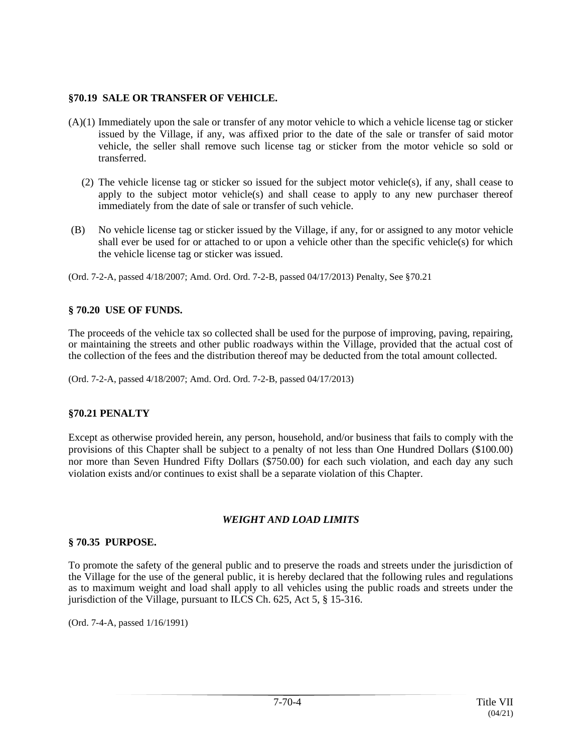### §70.19 SALE OR TRANSFER OF VEHICLE.

(A)(1) Immediately upon the sale or transfer of any motor vehicle to which a vehicle license tag or sticker issued by the Village, if any, was affixed prior to the date of the sale or transfer of said motor vehicle, the seller shall remove such license tag or sticker from the motor vehicle so sold or transferred.

(2) The vehicle license tag or sticker so issued for the subject motor vehicle(s), if any, shall cease to apply to the subject motor vehicle(s) and shall cease to apply to any new purchaser thereof immediately from the date of sale or transfer of such vehicle.

(B) No vehicle license tag or sticker issued by the Village, if any, for or assigned to any motor vehicle shall ever be used for or attached to or upon a vehicle other than the specific vehicle(s) for which the vehicle license tag or sticker was issued.

(Ord. 7-2-A, passed 4/18/2007; Amd. Ord. Ord. 7-2-B, passed 04/17/2013) Penalty, See §70.21

### § 70.20 USE OF FUNDS.

The proceeds of the vehicle tax so collected shall be used for the purpose of improving, paving, repairing, or maintaining the streets and other public roadways within the Village, provided that the actual cost of the collection of the fees and the distribution thereof may be deducted from the total amount collected.

(Ord. 7-2-A, passed 4/18/2007; Amd. Ord. Ord. 7-2-B, passed 04/17/2013)

### §70.21 PENALTY

Except as otherwise provided herein, any person, household, and/or business that fails to comply with the provisions of this Chapter shall be subject to a penalty of not less than One Hundred Dollars ($100.00) nor more than Seven Hundred Fifty Dollars ($750.00) for each such violation, and each day any such violation exists and/or continues to exist shall be a separate violation of this Chapter.

## *WEIGHT AND LOAD LIMITS*

### § 70.35 PURPOSE.

To promote the safety of the general public and to preserve the roads and streets under the jurisdiction of the Village for the use of the general public, it is hereby declared that the following rules and regulations as to maximum weight and load shall apply to all vehicles using the public roads and streets under the jurisdiction of the Village, pursuant to ILCS Ch. 625, Act 5, § 15-316.

(Ord. 7-4-A, passed 1/16/1991)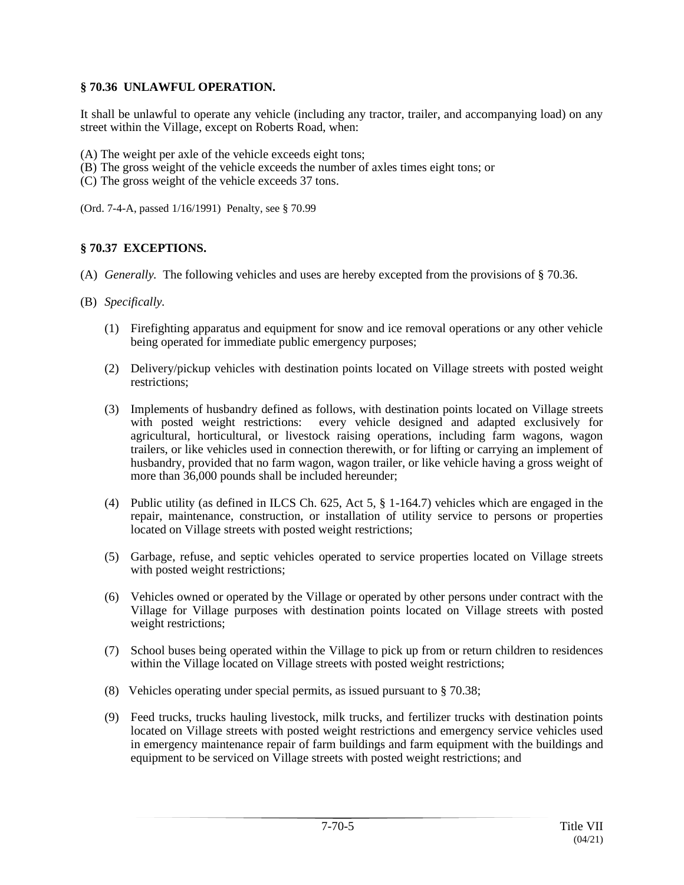### § 70.36 UNLAWFUL OPERATION.

It shall be unlawful to operate any vehicle (including any tractor, trailer, and accompanying load) on any street within the Village, except on Roberts Road, when:

(A) The weight per axle of the vehicle exceeds eight tons;
(B) The gross weight of the vehicle exceeds the number of axles times eight tons; or
(C) The gross weight of the vehicle exceeds 37 tons.

(Ord. 7-4-A, passed 1/16/1991) Penalty, see § 70.99

### § 70.37 EXCEPTIONS.

(A) *Generally.* The following vehicles and uses are hereby excepted from the provisions of § 70.36.

(B) *Specifically.*

(1) Firefighting apparatus and equipment for snow and ice removal operations or any other vehicle being operated for immediate public emergency purposes;

(2) Delivery/pickup vehicles with destination points located on Village streets with posted weight restrictions;

(3) Implements of husbandry defined as follows, with destination points located on Village streets with posted weight restrictions: every vehicle designed and adapted exclusively for agricultural, horticultural, or livestock raising operations, including farm wagons, wagon trailers, or like vehicles used in connection therewith, or for lifting or carrying an implement of husbandry, provided that no farm wagon, wagon trailer, or like vehicle having a gross weight of more than 36,000 pounds shall be included hereunder;

(4) Public utility (as defined in ILCS Ch. 625, Act 5, § 1-164.7) vehicles which are engaged in the repair, maintenance, construction, or installation of utility service to persons or properties located on Village streets with posted weight restrictions;

(5) Garbage, refuse, and septic vehicles operated to service properties located on Village streets with posted weight restrictions;

(6) Vehicles owned or operated by the Village or operated by other persons under contract with the Village for Village purposes with destination points located on Village streets with posted weight restrictions;

(7) School buses being operated within the Village to pick up from or return children to residences within the Village located on Village streets with posted weight restrictions;

(8) Vehicles operating under special permits, as issued pursuant to § 70.38;

(9) Feed trucks, trucks hauling livestock, milk trucks, and fertilizer trucks with destination points located on Village streets with posted weight restrictions and emergency service vehicles used in emergency maintenance repair of farm buildings and farm equipment with the buildings and equipment to be serviced on Village streets with posted weight restrictions; and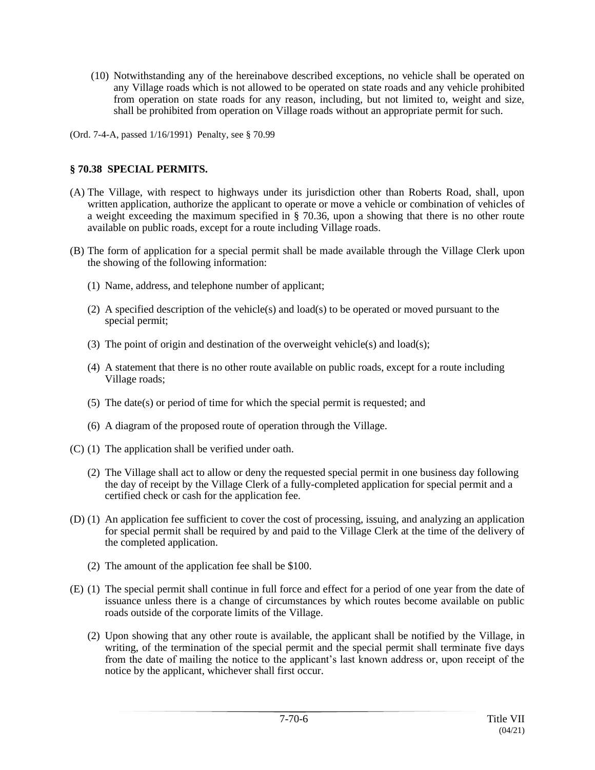(10) Notwithstanding any of the hereinabove described exceptions, no vehicle shall be operated on any Village roads which is not allowed to be operated on state roads and any vehicle prohibited from operation on state roads for any reason, including, but not limited to, weight and size, shall be prohibited from operation on Village roads without an appropriate permit for such.

(Ord. 7-4-A, passed 1/16/1991) Penalty, see § 70.99

### § 70.38 SPECIAL PERMITS.

(A) The Village, with respect to highways under its jurisdiction other than Roberts Road, shall, upon written application, authorize the applicant to operate or move a vehicle or combination of vehicles of a weight exceeding the maximum specified in § 70.36, upon a showing that there is no other route available on public roads, except for a route including Village roads.

(B) The form of application for a special permit shall be made available through the Village Clerk upon the showing of the following information:

(1) Name, address, and telephone number of applicant;

(2) A specified description of the vehicle(s) and load(s) to be operated or moved pursuant to the special permit;

(3) The point of origin and destination of the overweight vehicle(s) and load(s);

(4) A statement that there is no other route available on public roads, except for a route including Village roads;

(5) The date(s) or period of time for which the special permit is requested; and

(6) A diagram of the proposed route of operation through the Village.

(C) (1) The application shall be verified under oath.

(2) The Village shall act to allow or deny the requested special permit in one business day following the day of receipt by the Village Clerk of a fully-completed application for special permit and a certified check or cash for the application fee.

(D) (1) An application fee sufficient to cover the cost of processing, issuing, and analyzing an application for special permit shall be required by and paid to the Village Clerk at the time of the delivery of the completed application.

(2) The amount of the application fee shall be $100.

(E) (1) The special permit shall continue in full force and effect for a period of one year from the date of issuance unless there is a change of circumstances by which routes become available on public roads outside of the corporate limits of the Village.

(2) Upon showing that any other route is available, the applicant shall be notified by the Village, in writing, of the termination of the special permit and the special permit shall terminate five days from the date of mailing the notice to the applicant's last known address or, upon receipt of the notice by the applicant, whichever shall first occur.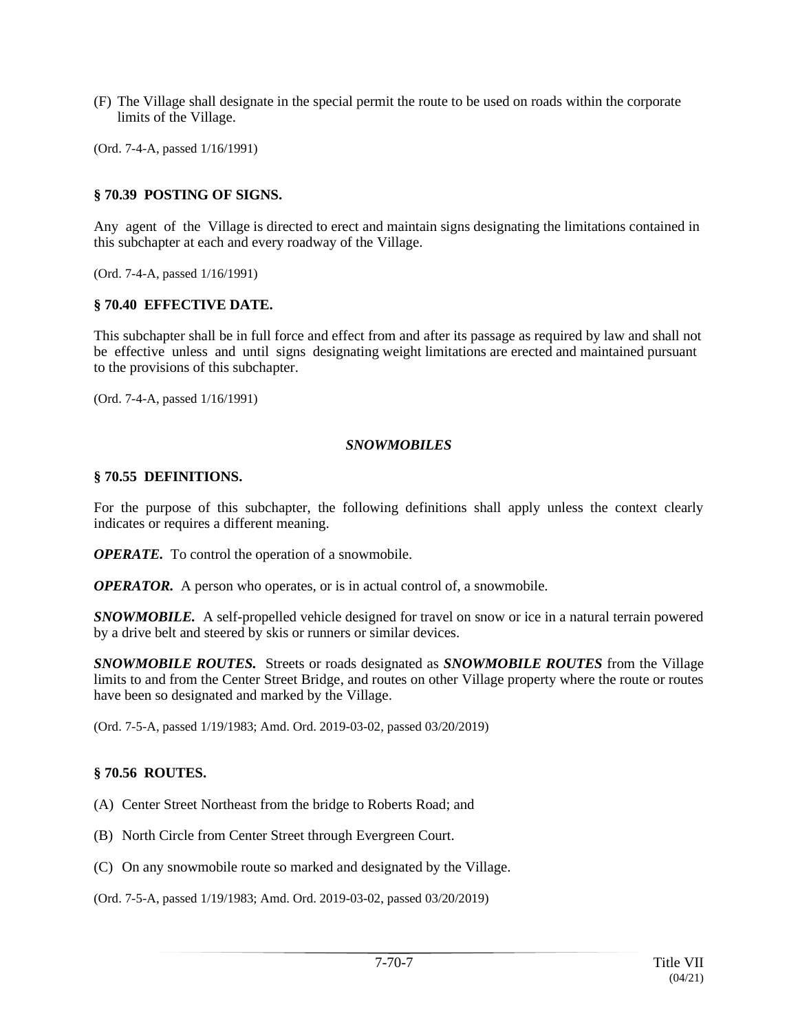(F) The Village shall designate in the special permit the route to be used on roads within the corporate limits of the Village.

(Ord. 7-4-A, passed 1/16/1991)

### § 70.39 POSTING OF SIGNS.

Any agent of the Village is directed to erect and maintain signs designating the limitations contained in this subchapter at each and every roadway of the Village.

(Ord. 7-4-A, passed 1/16/1991)

### § 70.40 EFFECTIVE DATE.

This subchapter shall be in full force and effect from and after its passage as required by law and shall not be effective unless and until signs designating weight limitations are erected and maintained pursuant to the provisions of this subchapter.

(Ord. 7-4-A, passed 1/16/1991)

## *SNOWMOBILES*

### § 70.55 DEFINITIONS.

For the purpose of this subchapter, the following definitions shall apply unless the context clearly indicates or requires a different meaning.

***OPERATE.*** To control the operation of a snowmobile.

***OPERATOR.*** A person who operates, or is in actual control of, a snowmobile.

***SNOWMOBILE.*** A self-propelled vehicle designed for travel on snow or ice in a natural terrain powered by a drive belt and steered by skis or runners or similar devices.

***SNOWMOBILE ROUTES.*** Streets or roads designated as ***SNOWMOBILE ROUTES*** from the Village limits to and from the Center Street Bridge, and routes on other Village property where the route or routes have been so designated and marked by the Village.

(Ord. 7-5-A, passed 1/19/1983; Amd. Ord. 2019-03-02, passed 03/20/2019)

### § 70.56 ROUTES.

(A) Center Street Northeast from the bridge to Roberts Road; and

(B) North Circle from Center Street through Evergreen Court.

(C) On any snowmobile route so marked and designated by the Village.

(Ord. 7-5-A, passed 1/19/1983; Amd. Ord. 2019-03-02, passed 03/20/2019)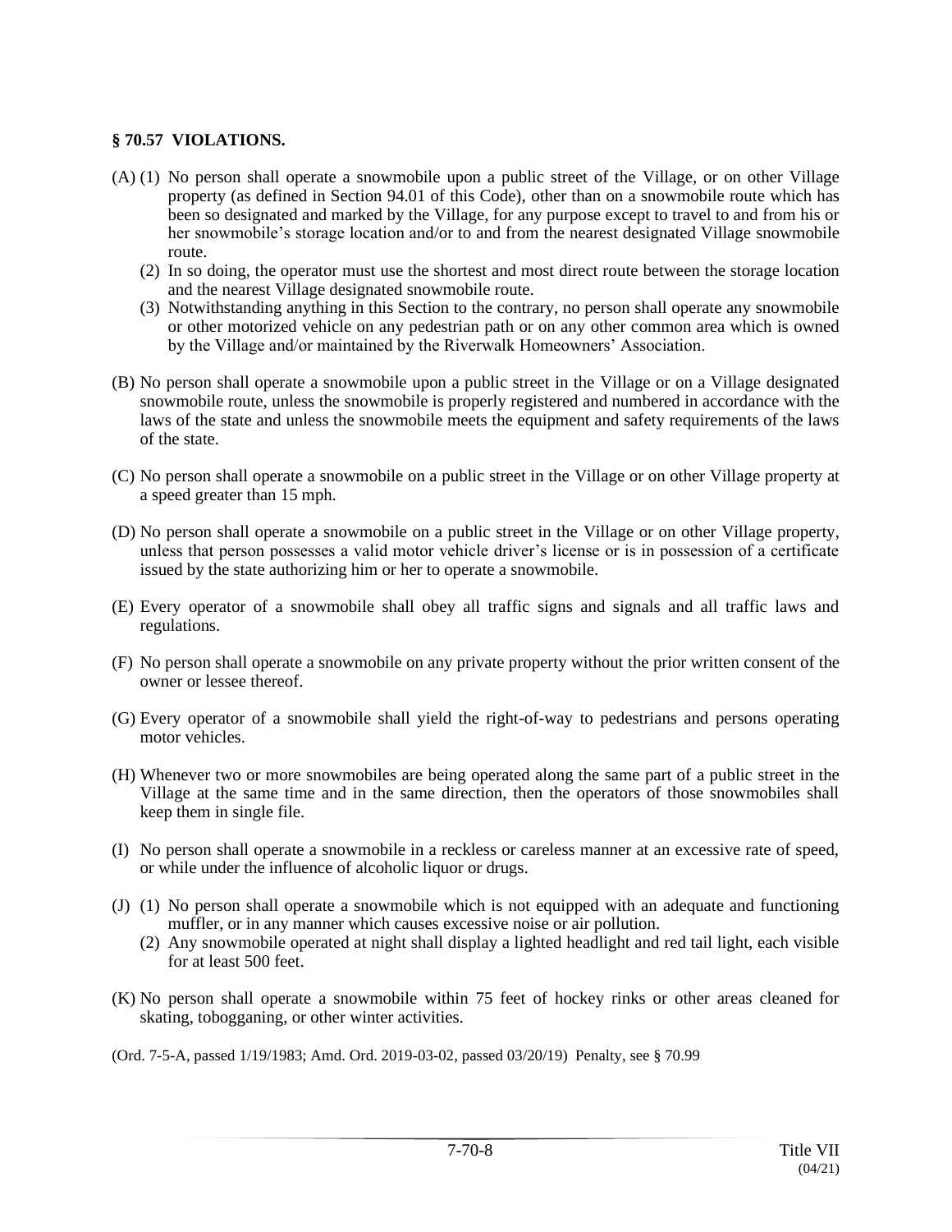### § 70.57 VIOLATIONS.

(A) (1) No person shall operate a snowmobile upon a public street of the Village, or on other Village property (as defined in Section 94.01 of this Code), other than on a snowmobile route which has been so designated and marked by the Village, for any purpose except to travel to and from his or her snowmobile's storage location and/or to and from the nearest designated Village snowmobile route.

(2) In so doing, the operator must use the shortest and most direct route between the storage location and the nearest Village designated snowmobile route.

(3) Notwithstanding anything in this Section to the contrary, no person shall operate any snowmobile or other motorized vehicle on any pedestrian path or on any other common area which is owned by the Village and/or maintained by the Riverwalk Homeowners' Association.

(B) No person shall operate a snowmobile upon a public street in the Village or on a Village designated snowmobile route, unless the snowmobile is properly registered and numbered in accordance with the laws of the state and unless the snowmobile meets the equipment and safety requirements of the laws of the state.

(C) No person shall operate a snowmobile on a public street in the Village or on other Village property at a speed greater than 15 mph.

(D) No person shall operate a snowmobile on a public street in the Village or on other Village property, unless that person possesses a valid motor vehicle driver's license or is in possession of a certificate issued by the state authorizing him or her to operate a snowmobile.

(E) Every operator of a snowmobile shall obey all traffic signs and signals and all traffic laws and regulations.

(F) No person shall operate a snowmobile on any private property without the prior written consent of the owner or lessee thereof.

(G) Every operator of a snowmobile shall yield the right-of-way to pedestrians and persons operating motor vehicles.

(H) Whenever two or more snowmobiles are being operated along the same part of a public street in the Village at the same time and in the same direction, then the operators of those snowmobiles shall keep them in single file.

(I) No person shall operate a snowmobile in a reckless or careless manner at an excessive rate of speed, or while under the influence of alcoholic liquor or drugs.

(J) (1) No person shall operate a snowmobile which is not equipped with an adequate and functioning muffler, or in any manner which causes excessive noise or air pollution.

(2) Any snowmobile operated at night shall display a lighted headlight and red tail light, each visible for at least 500 feet.

(K) No person shall operate a snowmobile within 75 feet of hockey rinks or other areas cleaned for skating, tobogganing, or other winter activities.

(Ord. 7-5-A, passed 1/19/1983; Amd. Ord. 2019-03-02, passed 03/20/19) Penalty, see § 70.99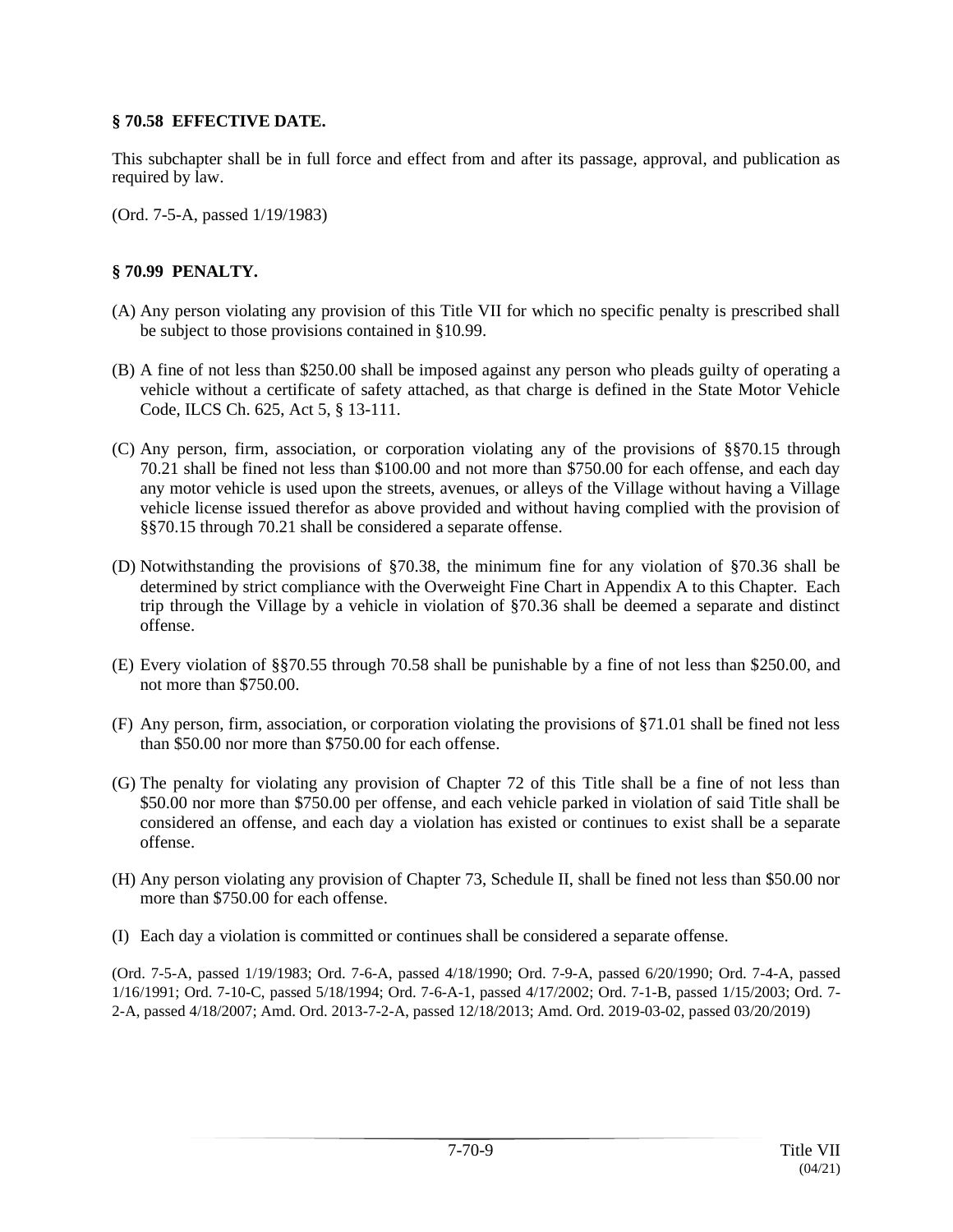**§ 70.58 EFFECTIVE DATE.**

This subchapter shall be in full force and effect from and after its passage, approval, and publication as required by law.

(Ord. 7-5-A, passed 1/19/1983)

**§ 70.99 PENALTY.**

(A) Any person violating any provision of this Title VII for which no specific penalty is prescribed shall be subject to those provisions contained in §10.99.

(B) A fine of not less than $250.00 shall be imposed against any person who pleads guilty of operating a vehicle without a certificate of safety attached, as that charge is defined in the State Motor Vehicle Code, ILCS Ch. 625, Act 5, § 13-111.

(C) Any person, firm, association, or corporation violating any of the provisions of §§70.15 through 70.21 shall be fined not less than $100.00 and not more than $750.00 for each offense, and each day any motor vehicle is used upon the streets, avenues, or alleys of the Village without having a Village vehicle license issued therefor as above provided and without having complied with the provision of §§70.15 through 70.21 shall be considered a separate offense.

(D) Notwithstanding the provisions of §70.38, the minimum fine for any violation of §70.36 shall be determined by strict compliance with the Overweight Fine Chart in Appendix A to this Chapter. Each trip through the Village by a vehicle in violation of §70.36 shall be deemed a separate and distinct offense.

(E) Every violation of §§70.55 through 70.58 shall be punishable by a fine of not less than $250.00, and not more than $750.00.

(F) Any person, firm, association, or corporation violating the provisions of §71.01 shall be fined not less than $50.00 nor more than $750.00 for each offense.

(G) The penalty for violating any provision of Chapter 72 of this Title shall be a fine of not less than $50.00 nor more than $750.00 per offense, and each vehicle parked in violation of said Title shall be considered an offense, and each day a violation has existed or continues to exist shall be a separate offense.

(H) Any person violating any provision of Chapter 73, Schedule II, shall be fined not less than $50.00 nor more than $750.00 for each offense.

(I) Each day a violation is committed or continues shall be considered a separate offense.

(Ord. 7-5-A, passed 1/19/1983; Ord. 7-6-A, passed 4/18/1990; Ord. 7-9-A, passed 6/20/1990; Ord. 7-4-A, passed 1/16/1991; Ord. 7-10-C, passed 5/18/1994; Ord. 7-6-A-1, passed 4/17/2002; Ord. 7-1-B, passed 1/15/2003; Ord. 7-2-A, passed 4/18/2007; Amd. Ord. 2013-7-2-A, passed 12/18/2013; Amd. Ord. 2019-03-02, passed 03/20/2019)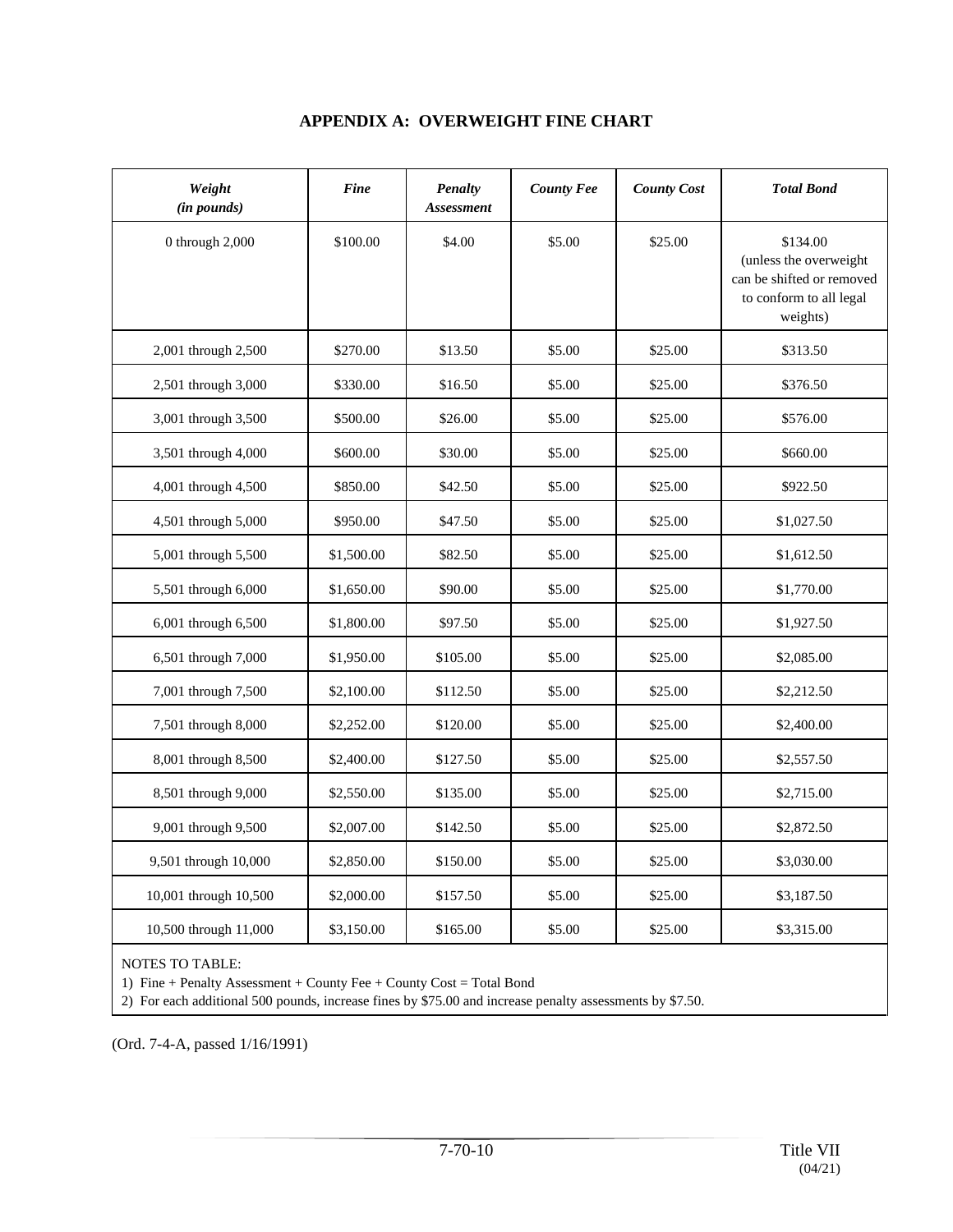## APPENDIX A: OVERWEIGHT FINE CHART

| ***Weight (in pounds)*** | ***Fine*** | ***Penalty Assessment*** | ***County Fee*** | ***County Cost*** | ***Total Bond*** |
|---|---|---|---|---|---|
| 0 through 2,000 | $100.00 | $4.00 | $5.00 | $25.00 | $134.00 (unless the overweight can be shifted or removed to conform to all legal weights) |
| 2,001 through 2,500 | $270.00 | $13.50 | $5.00 | $25.00 | $313.50 |
| 2,501 through 3,000 | $330.00 | $16.50 | $5.00 | $25.00 | $376.50 |
| 3,001 through 3,500 | $500.00 | $26.00 | $5.00 | $25.00 | $576.00 |
| 3,501 through 4,000 | $600.00 | $30.00 | $5.00 | $25.00 | $660.00 |
| 4,001 through 4,500 | $850.00 | $42.50 | $5.00 | $25.00 | $922.50 |
| 4,501 through 5,000 | $950.00 | $47.50 | $5.00 | $25.00 | $1,027.50 |
| 5,001 through 5,500 | $1,500.00 | $82.50 | $5.00 | $25.00 | $1,612.50 |
| 5,501 through 6,000 | $1,650.00 | $90.00 | $5.00 | $25.00 | $1,770.00 |
| 6,001 through 6,500 | $1,800.00 | $97.50 | $5.00 | $25.00 | $1,927.50 |
| 6,501 through 7,000 | $1,950.00 | $105.00 | $5.00 | $25.00 | $2,085.00 |
| 7,001 through 7,500 | $2,100.00 | $112.50 | $5.00 | $25.00 | $2,212.50 |
| 7,501 through 8,000 | $2,252.00 | $120.00 | $5.00 | $25.00 | $2,400.00 |
| 8,001 through 8,500 | $2,400.00 | $127.50 | $5.00 | $25.00 | $2,557.50 |
| 8,501 through 9,000 | $2,550.00 | $135.00 | $5.00 | $25.00 | $2,715.00 |
| 9,001 through 9,500 | $2,007.00 | $142.50 | $5.00 | $25.00 | $2,872.50 |
| 9,501 through 10,000 | $2,850.00 | $150.00 | $5.00 | $25.00 | $3,030.00 |
| 10,001 through 10,500 | $2,000.00 | $157.50 | $5.00 | $25.00 | $3,187.50 |
| 10,500 through 11,000 | $3,150.00 | $165.00 | $5.00 | $25.00 | $3,315.00 |

NOTES TO TABLE:

1) Fine + Penalty Assessment + County Fee + County Cost = Total Bond

2) For each additional 500 pounds, increase fines by $75.00 and increase penalty assessments by $7.50.

(Ord. 7-4-A, passed 1/16/1991)